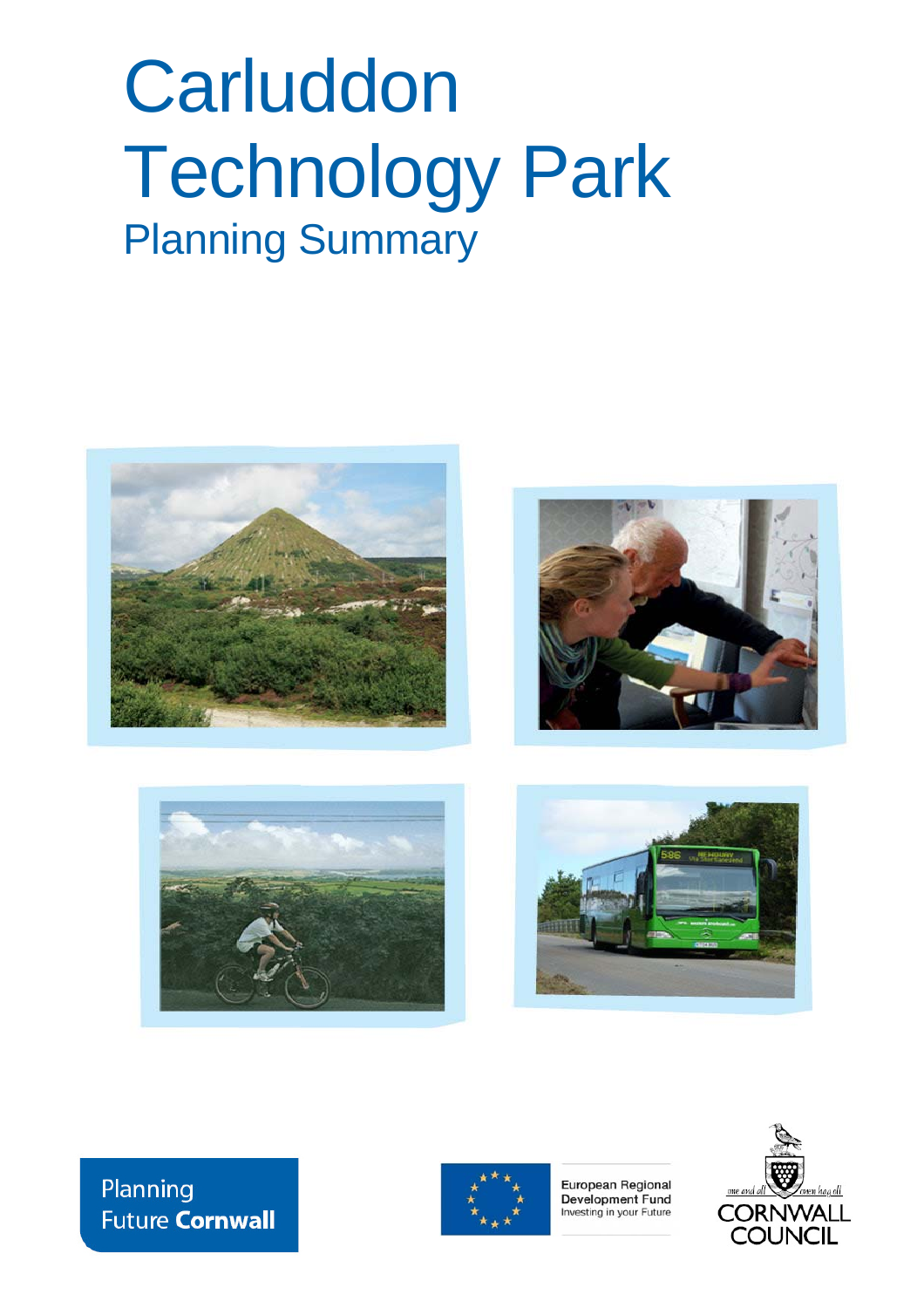# Carluddon Technology Park

## Planning Summary

Planning Future **Cornwall**

European Regional Development Fund
Investing in your Future

CORNWALL COUNCIL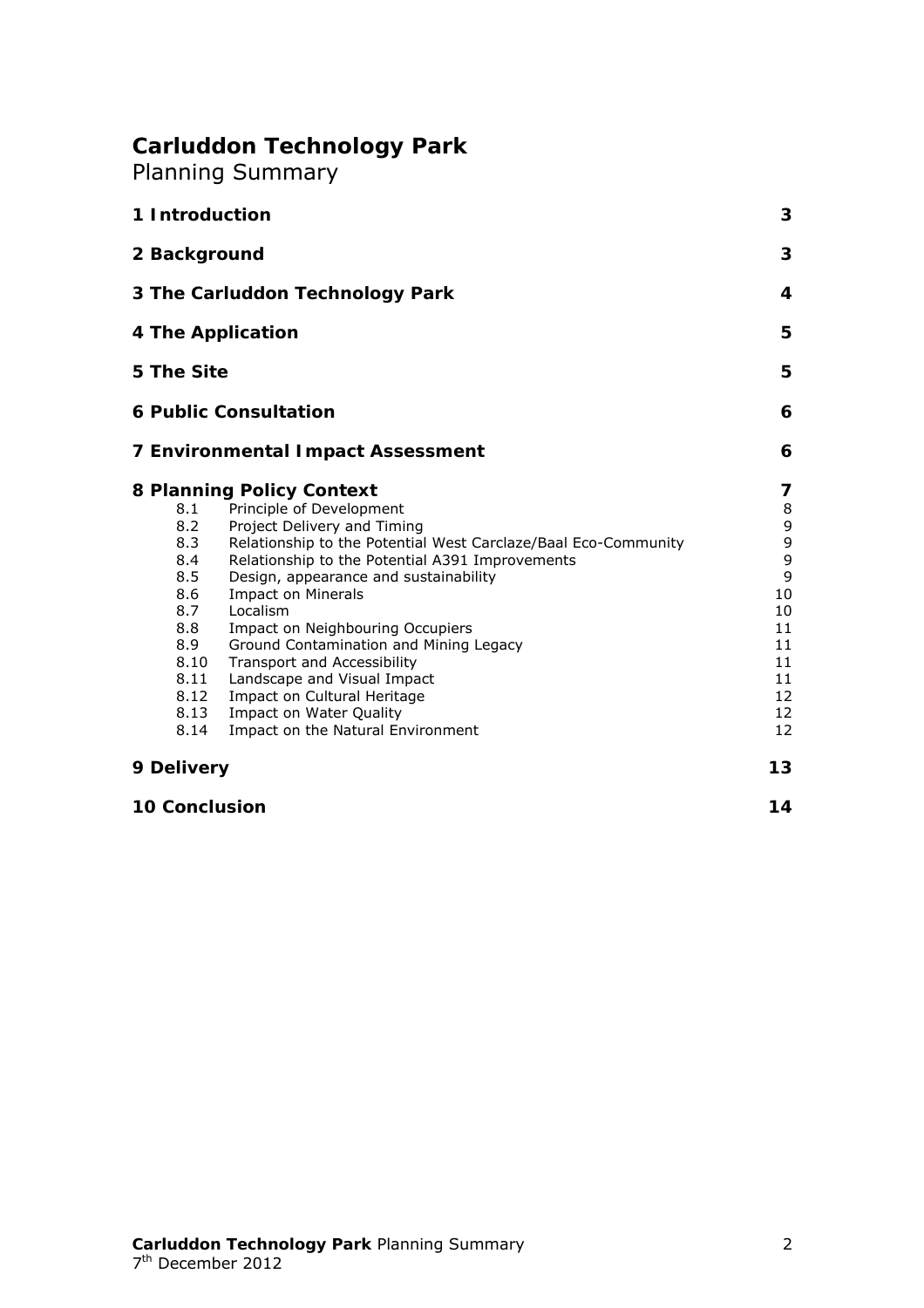# Carluddon Technology Park

Planning Summary

| | | |
|---|---|---|
| **1 Introduction** | | **3** |
| **2 Background** | | **3** |
| **3 The Carluddon Technology Park** | | **4** |
| **4 The Application** | | **5** |
| **5 The Site** | | **5** |
| **6 Public Consultation** | | **6** |
| **7 Environmental Impact Assessment** | | **6** |
| **8 Planning Policy Context** | | **7** |
| 8.1 | Principle of Development | 8 |
| 8.2 | Project Delivery and Timing | 9 |
| 8.3 | Relationship to the Potential West Carclaze/Baal Eco-Community | 9 |
| 8.4 | Relationship to the Potential A391 Improvements | 9 |
| 8.5 | Design, appearance and sustainability | 9 |
| 8.6 | Impact on Minerals | 10 |
| 8.7 | Localism | 10 |
| 8.8 | Impact on Neighbouring Occupiers | 11 |
| 8.9 | Ground Contamination and Mining Legacy | 11 |
| 8.10 | Transport and Accessibility | 11 |
| 8.11 | Landscape and Visual Impact | 11 |
| 8.12 | Impact on Cultural Heritage | 12 |
| 8.13 | Impact on Water Quality | 12 |
| 8.14 | Impact on the Natural Environment | 12 |
| **9 Delivery** | | **13** |
| **10 Conclusion** | | **14** |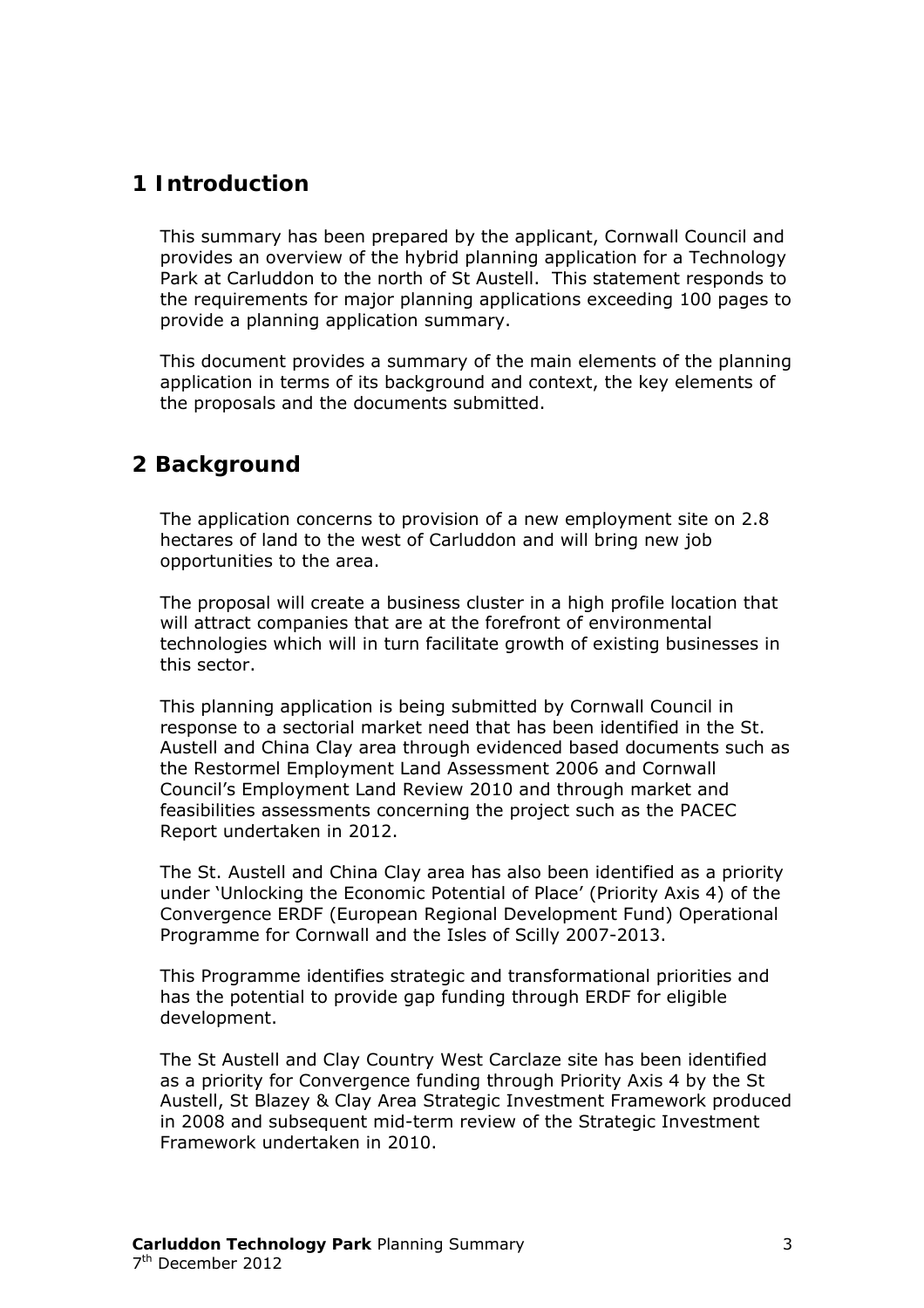## 1 Introduction

This summary has been prepared by the applicant, Cornwall Council and provides an overview of the hybrid planning application for a Technology Park at Carluddon to the north of St Austell. This statement responds to the requirements for major planning applications exceeding 100 pages to provide a planning application summary.

This document provides a summary of the main elements of the planning application in terms of its background and context, the key elements of the proposals and the documents submitted.

## 2 Background

The application concerns to provision of a new employment site on 2.8 hectares of land to the west of Carluddon and will bring new job opportunities to the area.

The proposal will create a business cluster in a high profile location that will attract companies that are at the forefront of environmental technologies which will in turn facilitate growth of existing businesses in this sector.

This planning application is being submitted by Cornwall Council in response to a sectorial market need that has been identified in the St. Austell and China Clay area through evidenced based documents such as the Restormel Employment Land Assessment 2006 and Cornwall Council's Employment Land Review 2010 and through market and feasibilities assessments concerning the project such as the PACEC Report undertaken in 2012.

The St. Austell and China Clay area has also been identified as a priority under 'Unlocking the Economic Potential of Place' (Priority Axis 4) of the Convergence ERDF (European Regional Development Fund) Operational Programme for Cornwall and the Isles of Scilly 2007-2013.

This Programme identifies strategic and transformational priorities and has the potential to provide gap funding through ERDF for eligible development.

The St Austell and Clay Country West Carclaze site has been identified as a priority for Convergence funding through Priority Axis 4 by the St Austell, St Blazey & Clay Area Strategic Investment Framework produced in 2008 and subsequent mid-term review of the Strategic Investment Framework undertaken in 2010.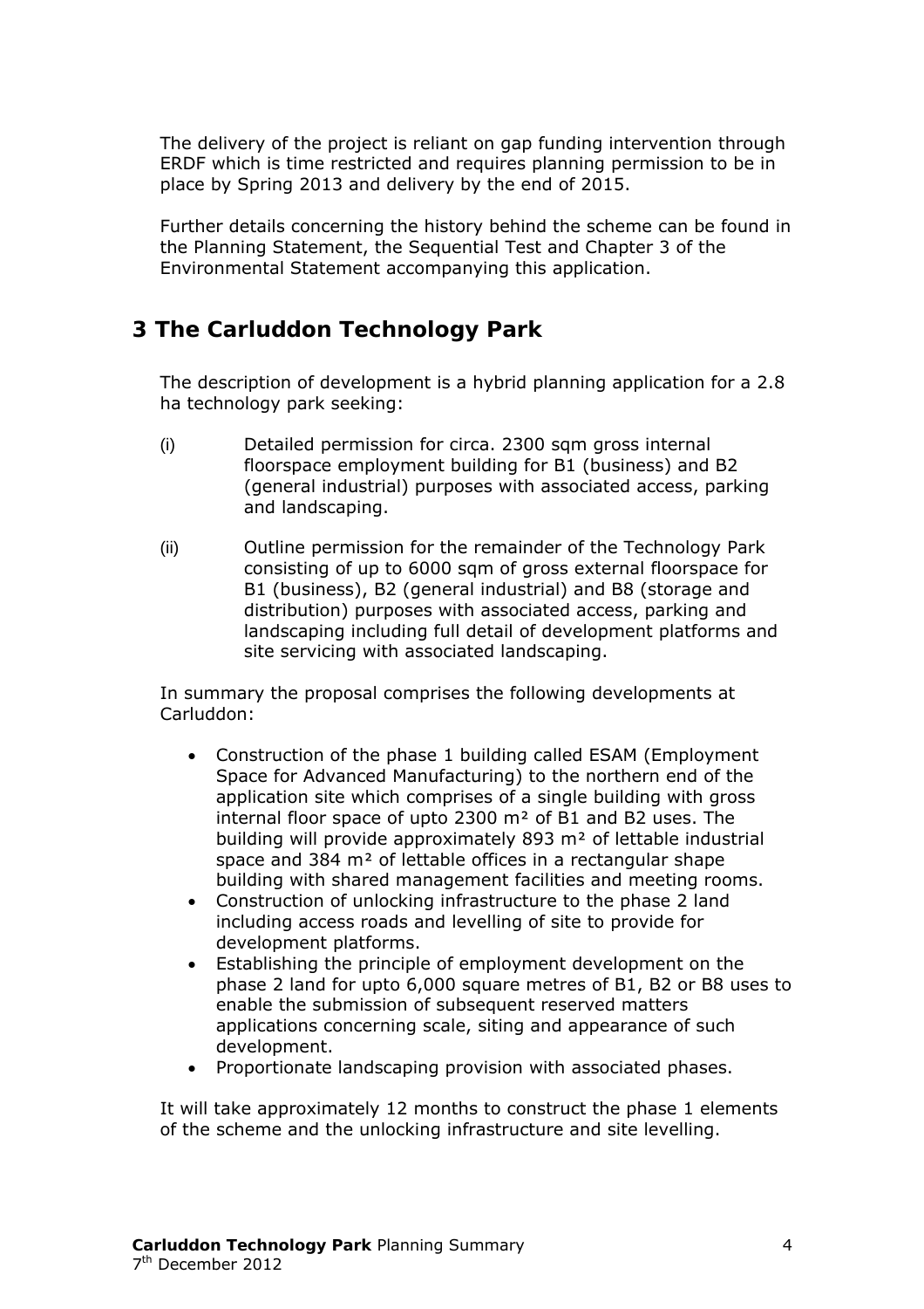The delivery of the project is reliant on gap funding intervention through ERDF which is time restricted and requires planning permission to be in place by Spring 2013 and delivery by the end of 2015.

Further details concerning the history behind the scheme can be found in the Planning Statement, the Sequential Test and Chapter 3 of the Environmental Statement accompanying this application.

## 3 The Carluddon Technology Park

The description of development is a hybrid planning application for a 2.8 ha technology park seeking:

(i) Detailed permission for circa. 2300 sqm gross internal floorspace employment building for B1 (business) and B2 (general industrial) purposes with associated access, parking and landscaping.

(ii) Outline permission for the remainder of the Technology Park consisting of up to 6000 sqm of gross external floorspace for B1 (business), B2 (general industrial) and B8 (storage and distribution) purposes with associated access, parking and landscaping including full detail of development platforms and site servicing with associated landscaping.

In summary the proposal comprises the following developments at Carluddon:

- Construction of the phase 1 building called ESAM (Employment Space for Advanced Manufacturing) to the northern end of the application site which comprises of a single building with gross internal floor space of upto 2300 m² of B1 and B2 uses. The building will provide approximately 893 m² of lettable industrial space and 384 m² of lettable offices in a rectangular shape building with shared management facilities and meeting rooms.
- Construction of unlocking infrastructure to the phase 2 land including access roads and levelling of site to provide for development platforms.
- Establishing the principle of employment development on the phase 2 land for upto 6,000 square metres of B1, B2 or B8 uses to enable the submission of subsequent reserved matters applications concerning scale, siting and appearance of such development.
- Proportionate landscaping provision with associated phases.

It will take approximately 12 months to construct the phase 1 elements of the scheme and the unlocking infrastructure and site levelling.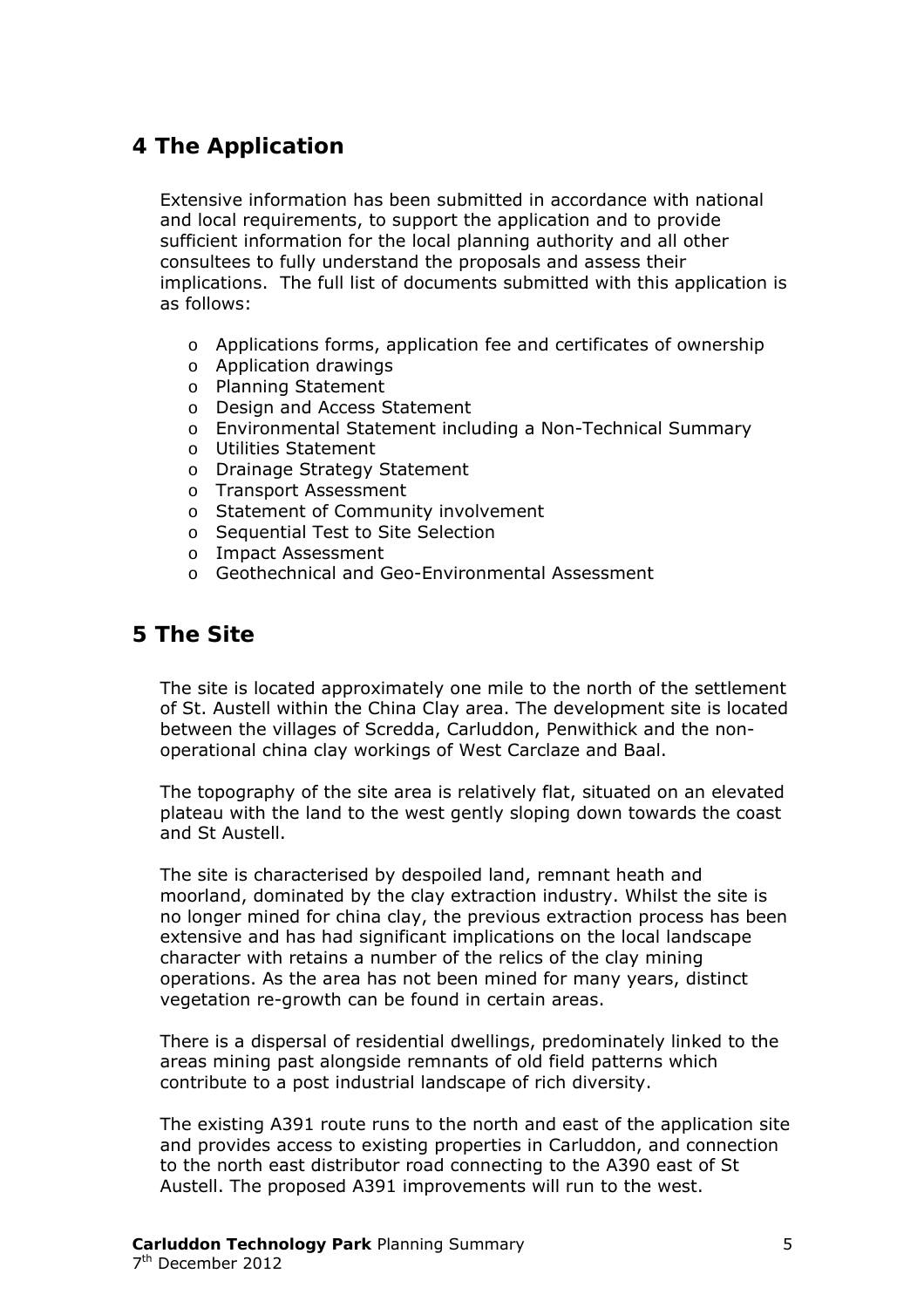## 4 The Application

Extensive information has been submitted in accordance with national and local requirements, to support the application and to provide sufficient information for the local planning authority and all other consultees to fully understand the proposals and assess their implications. The full list of documents submitted with this application is as follows:

- Applications forms, application fee and certificates of ownership
- Application drawings
- Planning Statement
- Design and Access Statement
- Environmental Statement including a Non-Technical Summary
- Utilities Statement
- Drainage Strategy Statement
- Transport Assessment
- Statement of Community involvement
- Sequential Test to Site Selection
- Impact Assessment
- Geothechnical and Geo-Environmental Assessment

## 5 The Site

The site is located approximately one mile to the north of the settlement of St. Austell within the China Clay area. The development site is located between the villages of Scredda, Carluddon, Penwithick and the non-operational china clay workings of West Carclaze and Baal.

The topography of the site area is relatively flat, situated on an elevated plateau with the land to the west gently sloping down towards the coast and St Austell.

The site is characterised by despoiled land, remnant heath and moorland, dominated by the clay extraction industry. Whilst the site is no longer mined for china clay, the previous extraction process has been extensive and has had significant implications on the local landscape character with retains a number of the relics of the clay mining operations. As the area has not been mined for many years, distinct vegetation re-growth can be found in certain areas.

There is a dispersal of residential dwellings, predominately linked to the areas mining past alongside remnants of old field patterns which contribute to a post industrial landscape of rich diversity.

The existing A391 route runs to the north and east of the application site and provides access to existing properties in Carluddon, and connection to the north east distributor road connecting to the A390 east of St Austell. The proposed A391 improvements will run to the west.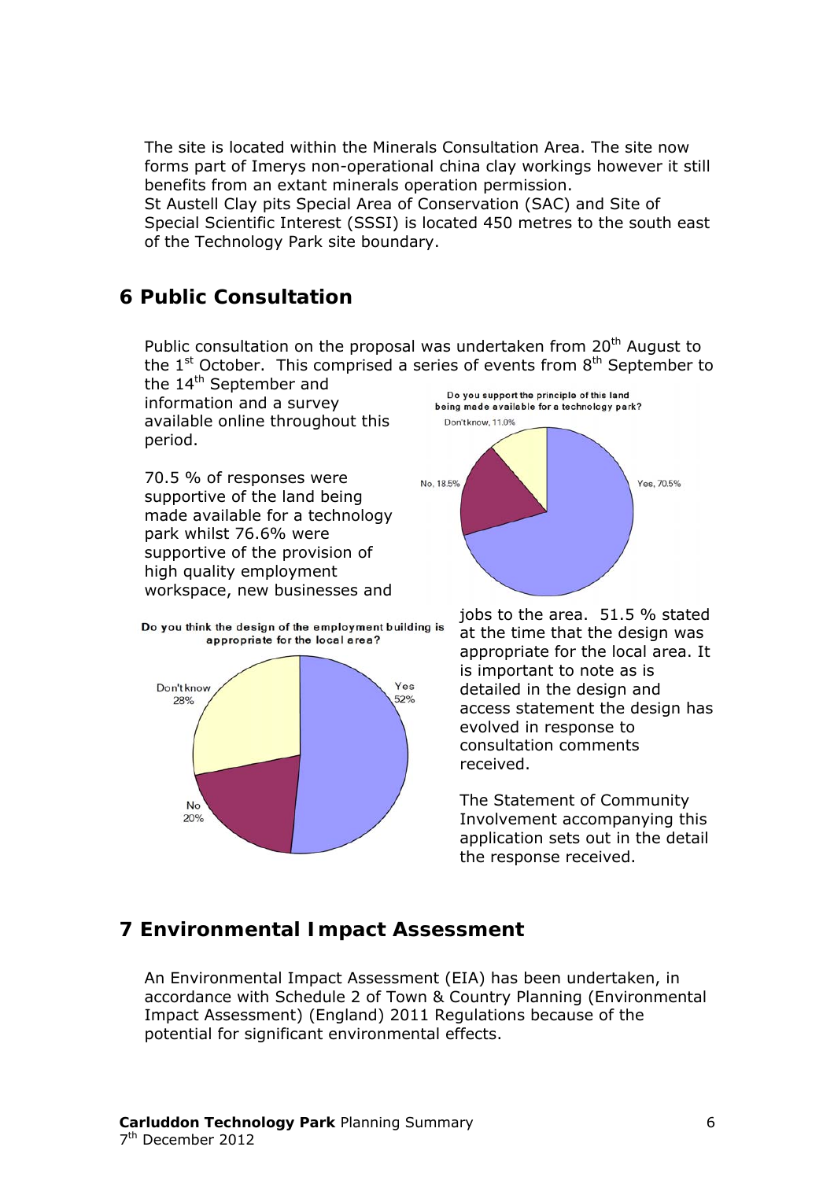The site is located within the Minerals Consultation Area. The site now forms part of Imerys non-operational china clay workings however it still benefits from an extant minerals operation permission.
St Austell Clay pits Special Area of Conservation (SAC) and Site of Special Scientific Interest (SSSI) is located 450 metres to the south east of the Technology Park site boundary.

## 6 Public Consultation

Public consultation on the proposal was undertaken from 20th August to the 1st October. This comprised a series of events from 8th September to the 14th September and information and a survey available online throughout this period.

70.5 % of responses were supportive of the land being made available for a technology park whilst 76.6% were supportive of the provision of high quality employment workspace, new businesses and jobs to the area. 51.5 % stated at the time that the design was appropriate for the local area. It is important to note as is detailed in the design and access statement the design has evolved in response to consultation comments received.

Do you support the principle of this land being made available for a technology park?

Yes, 70.5%; No, 18.5%; Don't know, 11.0%

Do you think the design of the employment building is appropriate for the local area?

Yes 52%; No 20%; Don't know 28%

The Statement of Community Involvement accompanying this application sets out in the detail the response received.

## 7 Environmental Impact Assessment

An Environmental Impact Assessment (EIA) has been undertaken, in accordance with Schedule 2 of Town & Country Planning (Environmental Impact Assessment) (England) 2011 Regulations because of the potential for significant environmental effects.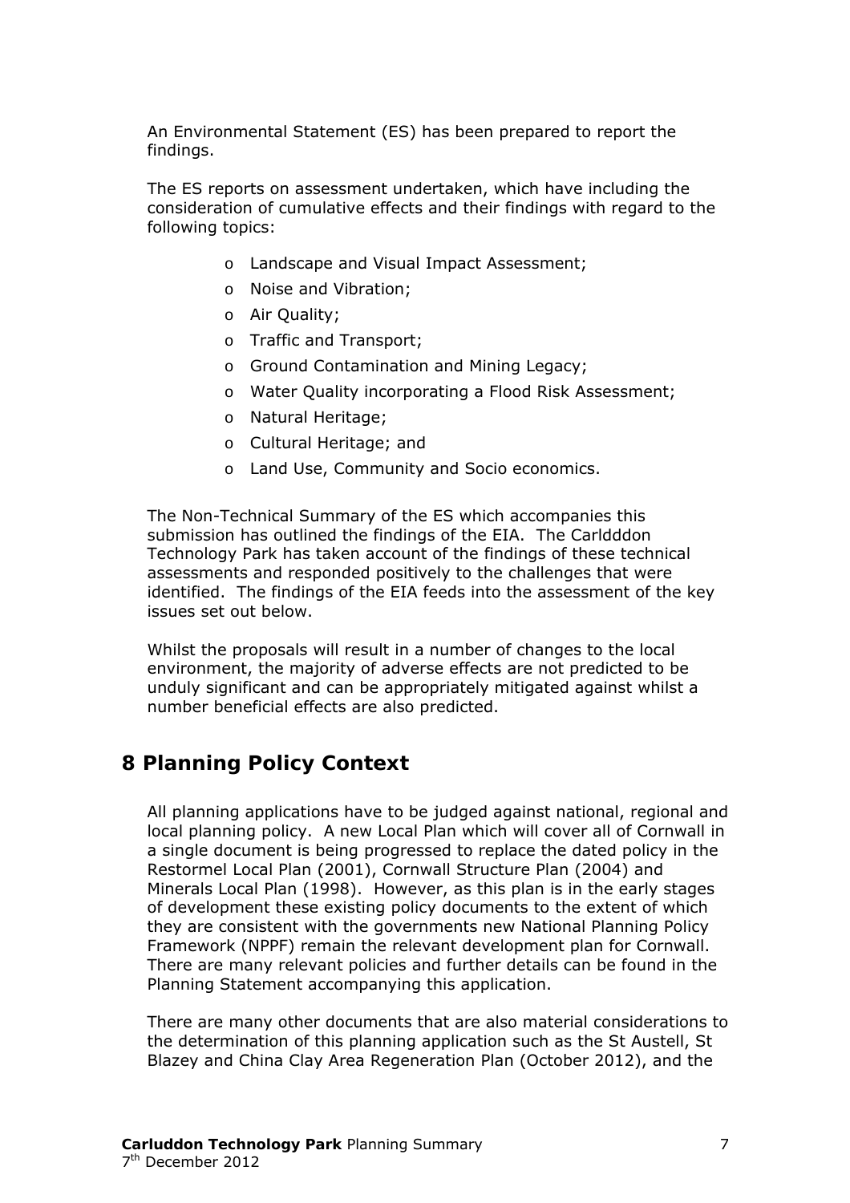An Environmental Statement (ES) has been prepared to report the findings.

The ES reports on assessment undertaken, which have including the consideration of cumulative effects and their findings with regard to the following topics:

- Landscape and Visual Impact Assessment;
- Noise and Vibration;
- Air Quality;
- Traffic and Transport;
- Ground Contamination and Mining Legacy;
- Water Quality incorporating a Flood Risk Assessment;
- Natural Heritage;
- Cultural Heritage; and
- Land Use, Community and Socio economics.

The Non-Technical Summary of the ES which accompanies this submission has outlined the findings of the EIA. The Carldddon Technology Park has taken account of the findings of these technical assessments and responded positively to the challenges that were identified. The findings of the EIA feeds into the assessment of the key issues set out below.

Whilst the proposals will result in a number of changes to the local environment, the majority of adverse effects are not predicted to be unduly significant and can be appropriately mitigated against whilst a number beneficial effects are also predicted.

## 8 Planning Policy Context

All planning applications have to be judged against national, regional and local planning policy. A new Local Plan which will cover all of Cornwall in a single document is being progressed to replace the dated policy in the Restormel Local Plan (2001), Cornwall Structure Plan (2004) and Minerals Local Plan (1998). However, as this plan is in the early stages of development these existing policy documents to the extent of which they are consistent with the governments new National Planning Policy Framework (NPPF) remain the relevant development plan for Cornwall. There are many relevant policies and further details can be found in the Planning Statement accompanying this application.

There are many other documents that are also material considerations to the determination of this planning application such as the St Austell, St Blazey and China Clay Area Regeneration Plan (October 2012), and the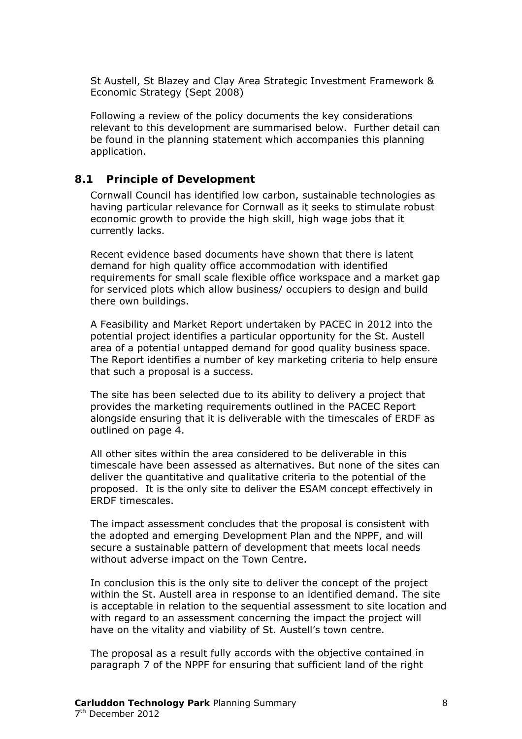St Austell, St Blazey and Clay Area Strategic Investment Framework & Economic Strategy (Sept 2008)

Following a review of the policy documents the key considerations relevant to this development are summarised below. Further detail can be found in the planning statement which accompanies this planning application.

## 8.1 Principle of Development

Cornwall Council has identified low carbon, sustainable technologies as having particular relevance for Cornwall as it seeks to stimulate robust economic growth to provide the high skill, high wage jobs that it currently lacks.

Recent evidence based documents have shown that there is latent demand for high quality office accommodation with identified requirements for small scale flexible office workspace and a market gap for serviced plots which allow business/ occupiers to design and build there own buildings.

A Feasibility and Market Report undertaken by PACEC in 2012 into the potential project identifies a particular opportunity for the St. Austell area of a potential untapped demand for good quality business space. The Report identifies a number of key marketing criteria to help ensure that such a proposal is a success.

The site has been selected due to its ability to delivery a project that provides the marketing requirements outlined in the PACEC Report alongside ensuring that it is deliverable with the timescales of ERDF as outlined on page 4.

All other sites within the area considered to be deliverable in this timescale have been assessed as alternatives. But none of the sites can deliver the quantitative and qualitative criteria to the potential of the proposed. It is the only site to deliver the ESAM concept effectively in ERDF timescales.

The impact assessment concludes that the proposal is consistent with the adopted and emerging Development Plan and the NPPF, and will secure a sustainable pattern of development that meets local needs without adverse impact on the Town Centre.

In conclusion this is the only site to deliver the concept of the project within the St. Austell area in response to an identified demand. The site is acceptable in relation to the sequential assessment to site location and with regard to an assessment concerning the impact the project will have on the vitality and viability of St. Austell's town centre.

The proposal as a result fully accords with the objective contained in paragraph 7 of the NPPF for ensuring that sufficient land of the right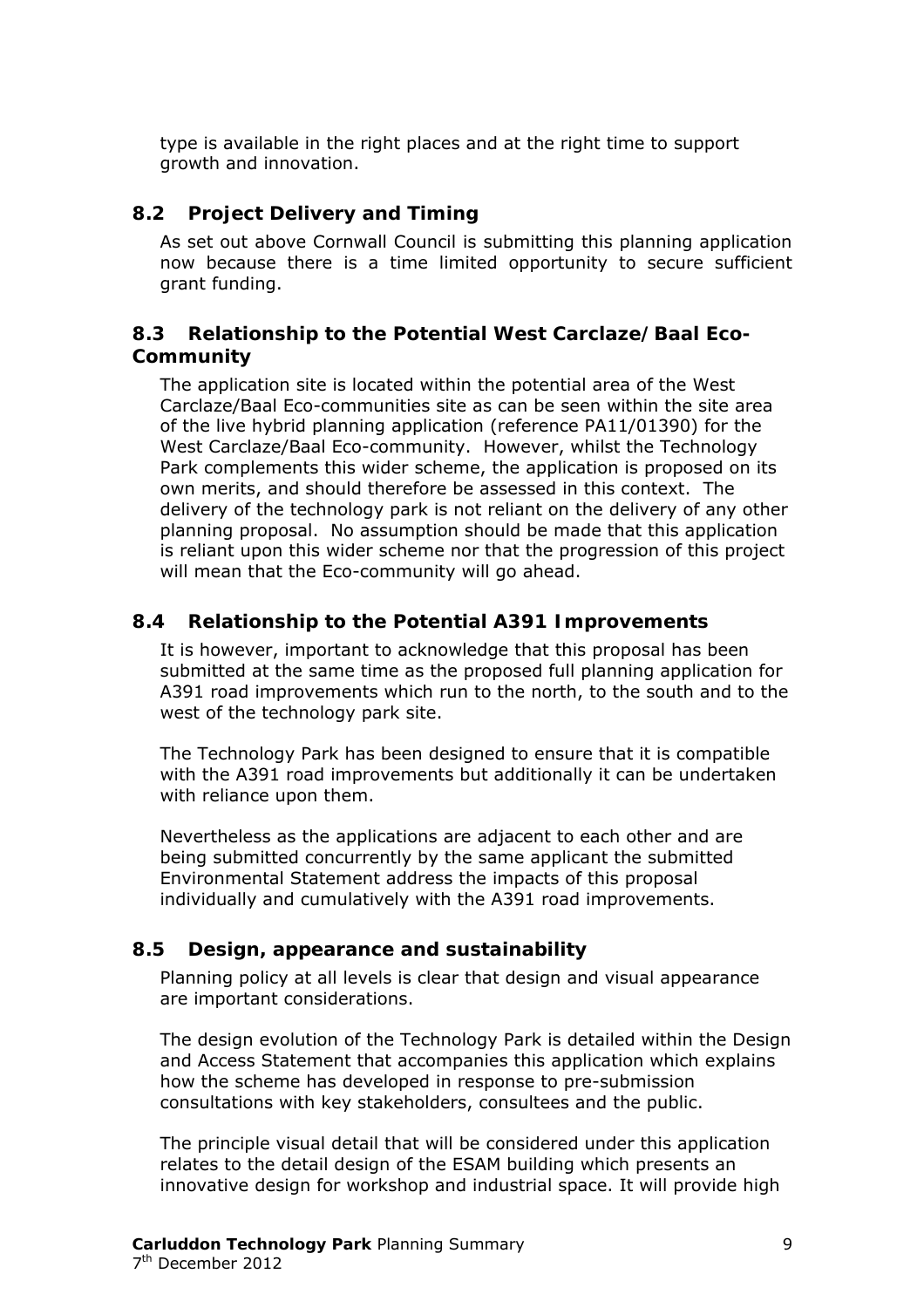type is available in the right places and at the right time to support growth and innovation.

## 8.2 Project Delivery and Timing

As set out above Cornwall Council is submitting this planning application now because there is a time limited opportunity to secure sufficient grant funding.

## 8.3 Relationship to the Potential West Carclaze/Baal Eco-Community

The application site is located within the potential area of the West Carclaze/Baal Eco-communities site as can be seen within the site area of the live hybrid planning application (reference PA11/01390) for the West Carclaze/Baal Eco-community. However, whilst the Technology Park complements this wider scheme, the application is proposed on its own merits, and should therefore be assessed in this context. The delivery of the technology park is not reliant on the delivery of any other planning proposal. No assumption should be made that this application is reliant upon this wider scheme nor that the progression of this project will mean that the Eco-community will go ahead.

## 8.4 Relationship to the Potential A391 Improvements

It is however, important to acknowledge that this proposal has been submitted at the same time as the proposed full planning application for A391 road improvements which run to the north, to the south and to the west of the technology park site.

The Technology Park has been designed to ensure that it is compatible with the A391 road improvements but additionally it can be undertaken with reliance upon them.

Nevertheless as the applications are adjacent to each other and are being submitted concurrently by the same applicant the submitted Environmental Statement address the impacts of this proposal individually and cumulatively with the A391 road improvements.

## 8.5 Design, appearance and sustainability

Planning policy at all levels is clear that design and visual appearance are important considerations.

The design evolution of the Technology Park is detailed within the Design and Access Statement that accompanies this application which explains how the scheme has developed in response to pre-submission consultations with key stakeholders, consultees and the public.

The principle visual detail that will be considered under this application relates to the detail design of the ESAM building which presents an innovative design for workshop and industrial space. It will provide high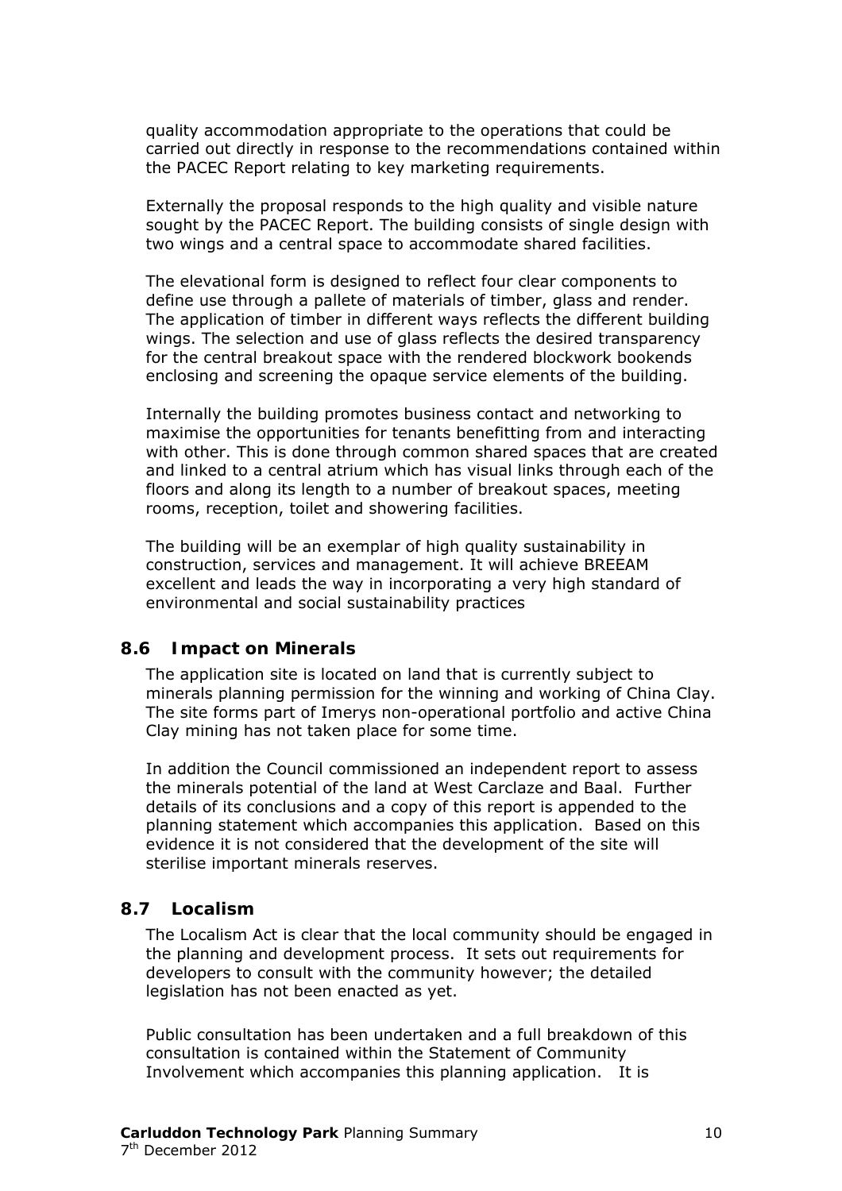quality accommodation appropriate to the operations that could be carried out directly in response to the recommendations contained within the PACEC Report relating to key marketing requirements.

Externally the proposal responds to the high quality and visible nature sought by the PACEC Report. The building consists of single design with two wings and a central space to accommodate shared facilities.

The elevational form is designed to reflect four clear components to define use through a pallete of materials of timber, glass and render. The application of timber in different ways reflects the different building wings. The selection and use of glass reflects the desired transparency for the central breakout space with the rendered blockwork bookends enclosing and screening the opaque service elements of the building.

Internally the building promotes business contact and networking to maximise the opportunities for tenants benefitting from and interacting with other. This is done through common shared spaces that are created and linked to a central atrium which has visual links through each of the floors and along its length to a number of breakout spaces, meeting rooms, reception, toilet and showering facilities.

The building will be an exemplar of high quality sustainability in construction, services and management. It will achieve BREEAM excellent and leads the way in incorporating a very high standard of environmental and social sustainability practices

## 8.6 Impact on Minerals

The application site is located on land that is currently subject to minerals planning permission for the winning and working of China Clay. The site forms part of Imerys non-operational portfolio and active China Clay mining has not taken place for some time.

In addition the Council commissioned an independent report to assess the minerals potential of the land at West Carclaze and Baal. Further details of its conclusions and a copy of this report is appended to the planning statement which accompanies this application. Based on this evidence it is not considered that the development of the site will sterilise important minerals reserves.

## 8.7 Localism

The Localism Act is clear that the local community should be engaged in the planning and development process. It sets out requirements for developers to consult with the community however; the detailed legislation has not been enacted as yet.

Public consultation has been undertaken and a full breakdown of this consultation is contained within the Statement of Community Involvement which accompanies this planning application. It is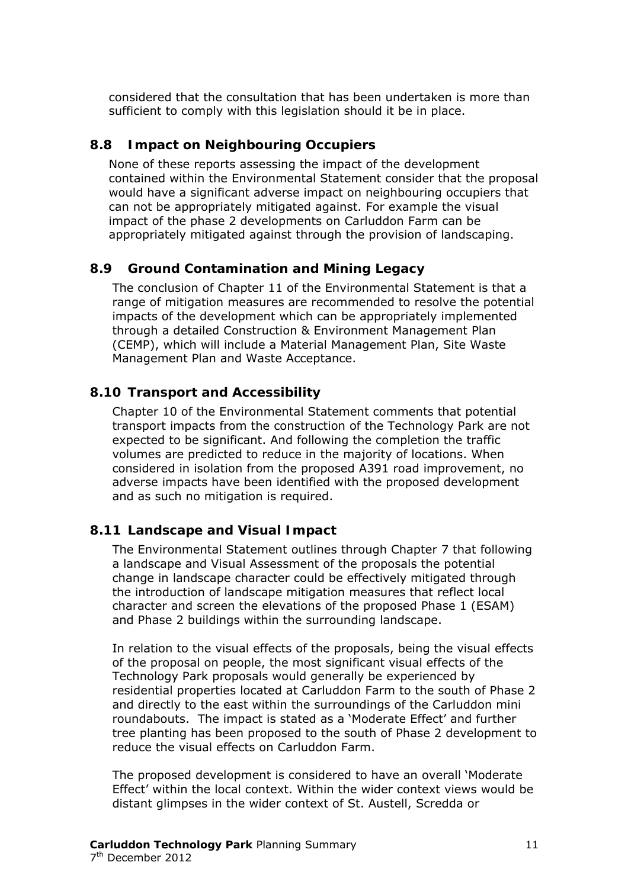considered that the consultation that has been undertaken is more than sufficient to comply with this legislation should it be in place.

## 8.8 Impact on Neighbouring Occupiers

None of these reports assessing the impact of the development contained within the Environmental Statement consider that the proposal would have a significant adverse impact on neighbouring occupiers that can not be appropriately mitigated against. For example the visual impact of the phase 2 developments on Carluddon Farm can be appropriately mitigated against through the provision of landscaping.

## 8.9 Ground Contamination and Mining Legacy

The conclusion of Chapter 11 of the Environmental Statement is that a range of mitigation measures are recommended to resolve the potential impacts of the development which can be appropriately implemented through a detailed Construction & Environment Management Plan (CEMP), which will include a Material Management Plan, Site Waste Management Plan and Waste Acceptance.

## 8.10 Transport and Accessibility

Chapter 10 of the Environmental Statement comments that potential transport impacts from the construction of the Technology Park are not expected to be significant. And following the completion the traffic volumes are predicted to reduce in the majority of locations. When considered in isolation from the proposed A391 road improvement, no adverse impacts have been identified with the proposed development and as such no mitigation is required.

## 8.11 Landscape and Visual Impact

The Environmental Statement outlines through Chapter 7 that following a landscape and Visual Assessment of the proposals the potential change in landscape character could be effectively mitigated through the introduction of landscape mitigation measures that reflect local character and screen the elevations of the proposed Phase 1 (ESAM) and Phase 2 buildings within the surrounding landscape.

In relation to the visual effects of the proposals, being the visual effects of the proposal on people, the most significant visual effects of the Technology Park proposals would generally be experienced by residential properties located at Carluddon Farm to the south of Phase 2 and directly to the east within the surroundings of the Carluddon mini roundabouts. The impact is stated as a 'Moderate Effect' and further tree planting has been proposed to the south of Phase 2 development to reduce the visual effects on Carluddon Farm.

The proposed development is considered to have an overall 'Moderate Effect' within the local context. Within the wider context views would be distant glimpses in the wider context of St. Austell, Scredda or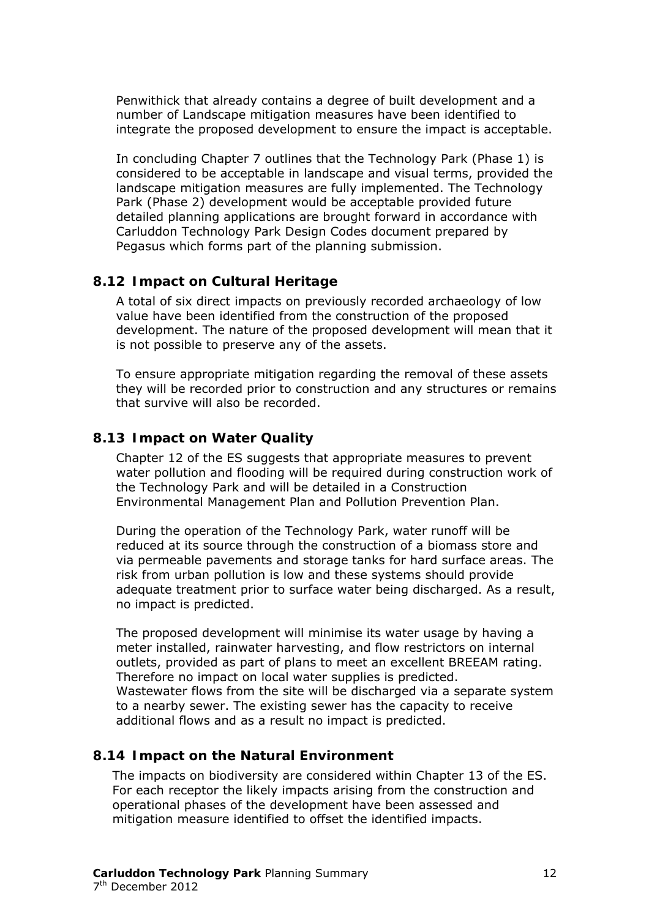Penwithick that already contains a degree of built development and a number of Landscape mitigation measures have been identified to integrate the proposed development to ensure the impact is acceptable.

In concluding Chapter 7 outlines that the Technology Park (Phase 1) is considered to be acceptable in landscape and visual terms, provided the landscape mitigation measures are fully implemented. The Technology Park (Phase 2) development would be acceptable provided future detailed planning applications are brought forward in accordance with Carluddon Technology Park Design Codes document prepared by Pegasus which forms part of the planning submission.

## 8.12 Impact on Cultural Heritage

A total of six direct impacts on previously recorded archaeology of low value have been identified from the construction of the proposed development. The nature of the proposed development will mean that it is not possible to preserve any of the assets.

To ensure appropriate mitigation regarding the removal of these assets they will be recorded prior to construction and any structures or remains that survive will also be recorded.

## 8.13 Impact on Water Quality

Chapter 12 of the ES suggests that appropriate measures to prevent water pollution and flooding will be required during construction work of the Technology Park and will be detailed in a Construction Environmental Management Plan and Pollution Prevention Plan.

During the operation of the Technology Park, water runoff will be reduced at its source through the construction of a biomass store and via permeable pavements and storage tanks for hard surface areas. The risk from urban pollution is low and these systems should provide adequate treatment prior to surface water being discharged. As a result, no impact is predicted.

The proposed development will minimise its water usage by having a meter installed, rainwater harvesting, and flow restrictors on internal outlets, provided as part of plans to meet an excellent BREEAM rating. Therefore no impact on local water supplies is predicted.
Wastewater flows from the site will be discharged via a separate system to a nearby sewer. The existing sewer has the capacity to receive additional flows and as a result no impact is predicted.

## 8.14 Impact on the Natural Environment

The impacts on biodiversity are considered within Chapter 13 of the ES. For each receptor the likely impacts arising from the construction and operational phases of the development have been assessed and mitigation measure identified to offset the identified impacts.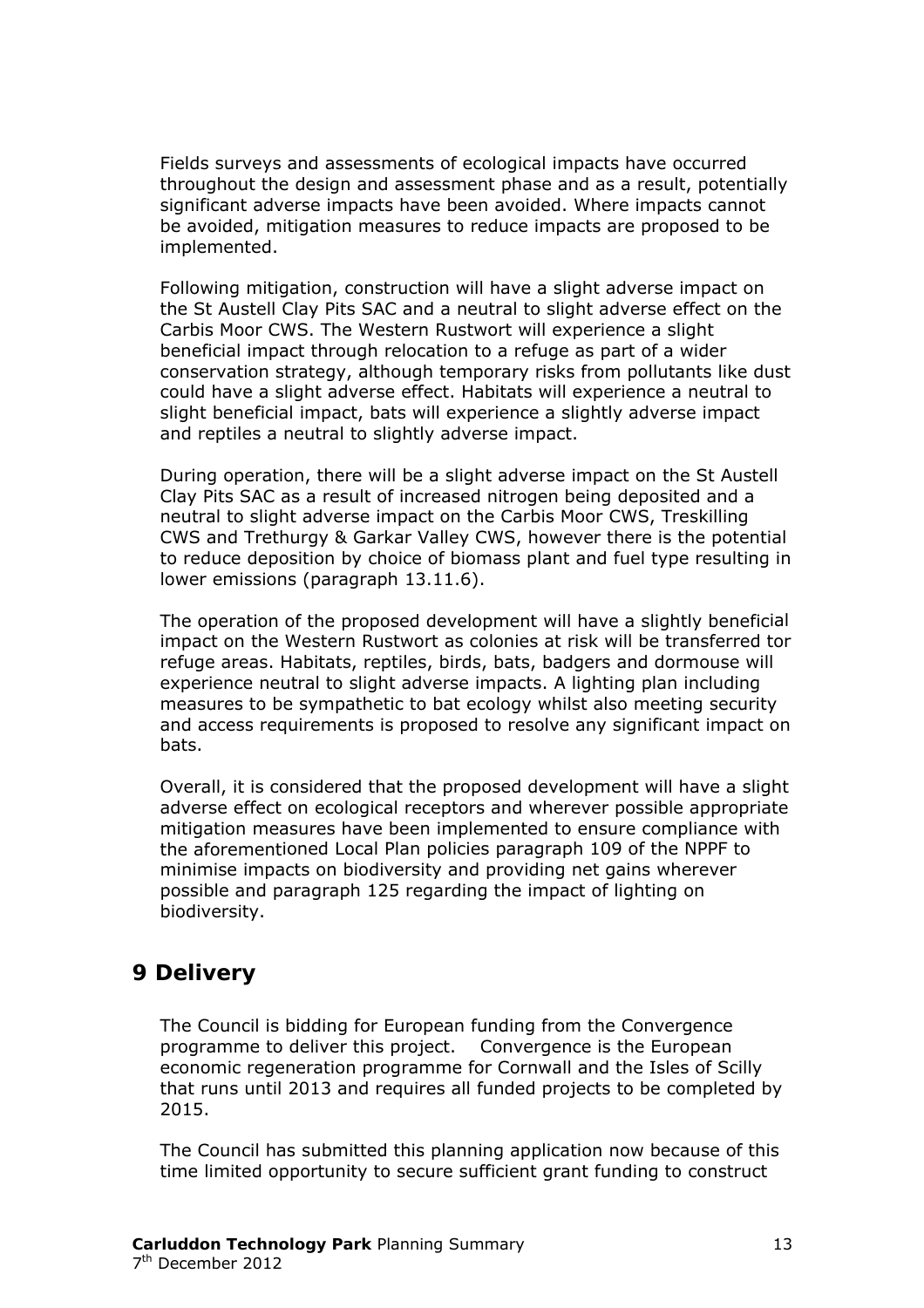Fields surveys and assessments of ecological impacts have occurred throughout the design and assessment phase and as a result, potentially significant adverse impacts have been avoided. Where impacts cannot be avoided, mitigation measures to reduce impacts are proposed to be implemented.

Following mitigation, construction will have a slight adverse impact on the St Austell Clay Pits SAC and a neutral to slight adverse effect on the Carbis Moor CWS. The Western Rustwort will experience a slight beneficial impact through relocation to a refuge as part of a wider conservation strategy, although temporary risks from pollutants like dust could have a slight adverse effect. Habitats will experience a neutral to slight beneficial impact, bats will experience a slightly adverse impact and reptiles a neutral to slightly adverse impact.

During operation, there will be a slight adverse impact on the St Austell Clay Pits SAC as a result of increased nitrogen being deposited and a neutral to slight adverse impact on the Carbis Moor CWS, Treskilling CWS and Trethurgy & Garkar Valley CWS, however there is the potential to reduce deposition by choice of biomass plant and fuel type resulting in lower emissions (paragraph 13.11.6).

The operation of the proposed development will have a slightly beneficial impact on the Western Rustwort as colonies at risk will be transferred tor refuge areas. Habitats, reptiles, birds, bats, badgers and dormouse will experience neutral to slight adverse impacts. A lighting plan including measures to be sympathetic to bat ecology whilst also meeting security and access requirements is proposed to resolve any significant impact on bats.

Overall, it is considered that the proposed development will have a slight adverse effect on ecological receptors and wherever possible appropriate mitigation measures have been implemented to ensure compliance with the aforementioned Local Plan policies paragraph 109 of the NPPF to minimise impacts on biodiversity and providing net gains wherever possible and paragraph 125 regarding the impact of lighting on biodiversity.

# 9 Delivery

The Council is bidding for European funding from the Convergence programme to deliver this project. Convergence is the European economic regeneration programme for Cornwall and the Isles of Scilly that runs until 2013 and requires all funded projects to be completed by 2015.

The Council has submitted this planning application now because of this time limited opportunity to secure sufficient grant funding to construct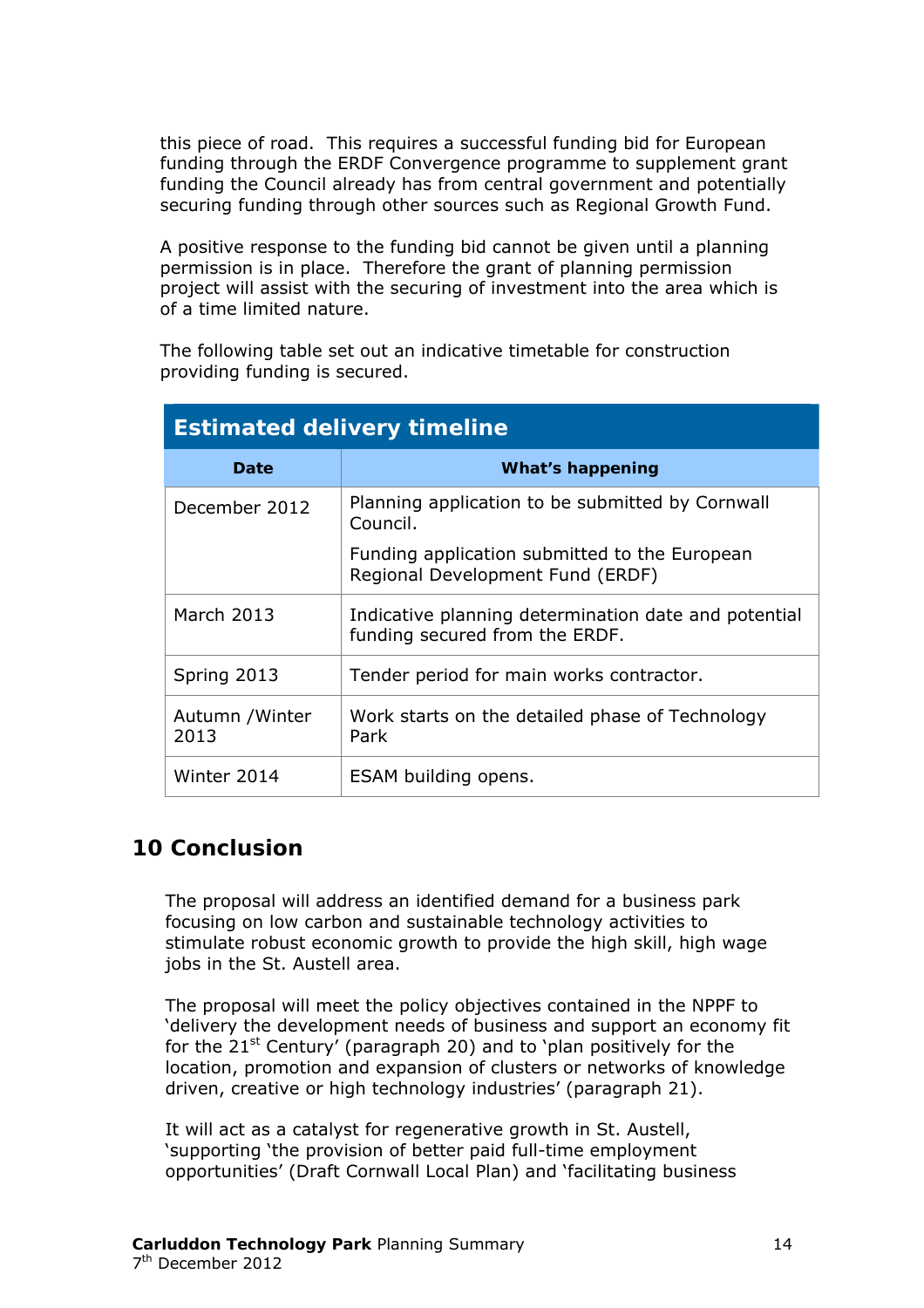this piece of road. This requires a successful funding bid for European funding through the ERDF Convergence programme to supplement grant funding the Council already has from central government and potentially securing funding through other sources such as Regional Growth Fund.

A positive response to the funding bid cannot be given until a planning permission is in place. Therefore the grant of planning permission project will assist with the securing of investment into the area which is of a time limited nature.

The following table set out an indicative timetable for construction providing funding is secured.

| Estimated delivery timeline | |
|---|---|
| **Date** | **What's happening** |
| December 2012 | Planning application to be submitted by Cornwall Council.<br><br>Funding application submitted to the European Regional Development Fund (ERDF) |
| March 2013 | Indicative planning determination date and potential funding secured from the ERDF. |
| Spring 2013 | Tender period for main works contractor. |
| Autumn /Winter 2013 | Work starts on the detailed phase of Technology Park |
| Winter 2014 | ESAM building opens. |

## 10 Conclusion

The proposal will address an identified demand for a business park focusing on low carbon and sustainable technology activities to stimulate robust economic growth to provide the high skill, high wage jobs in the St. Austell area.

The proposal will meet the policy objectives contained in the NPPF to 'delivery the development needs of business and support an economy fit for the 21st Century' (paragraph 20) and to 'plan positively for the location, promotion and expansion of clusters or networks of knowledge driven, creative or high technology industries' (paragraph 21).

It will act as a catalyst for regenerative growth in St. Austell, 'supporting 'the provision of better paid full-time employment opportunities' (Draft Cornwall Local Plan) and 'facilitating business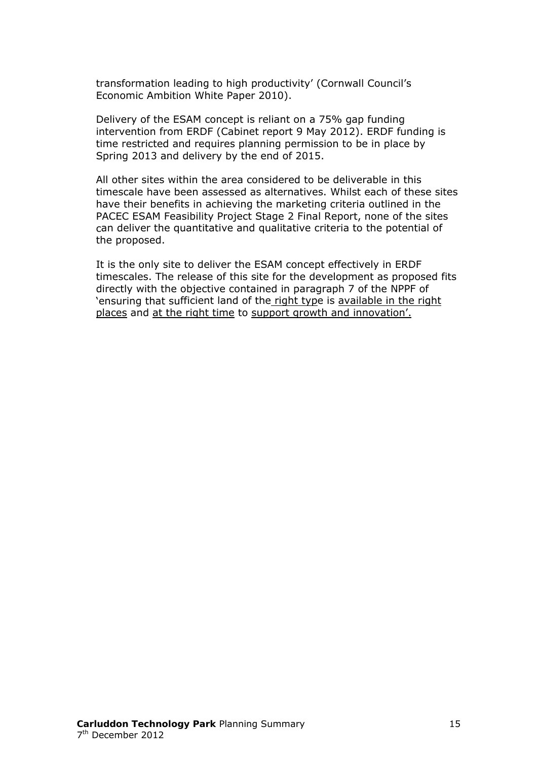transformation leading to high productivity' (Cornwall Council's Economic Ambition White Paper 2010).

Delivery of the ESAM concept is reliant on a 75% gap funding intervention from ERDF (Cabinet report 9 May 2012). ERDF funding is time restricted and requires planning permission to be in place by Spring 2013 and delivery by the end of 2015.

All other sites within the area considered to be deliverable in this timescale have been assessed as alternatives. Whilst each of these sites have their benefits in achieving the marketing criteria outlined in the PACEC ESAM Feasibility Project Stage 2 Final Report, none of the sites can deliver the quantitative and qualitative criteria to the potential of the proposed.

It is the only site to deliver the ESAM concept effectively in ERDF timescales. The release of this site for the development as proposed fits directly with the objective contained in paragraph 7 of the NPPF of 'ensuring that sufficient land of the right type is available in the right places and at the right time to support growth and innovation'.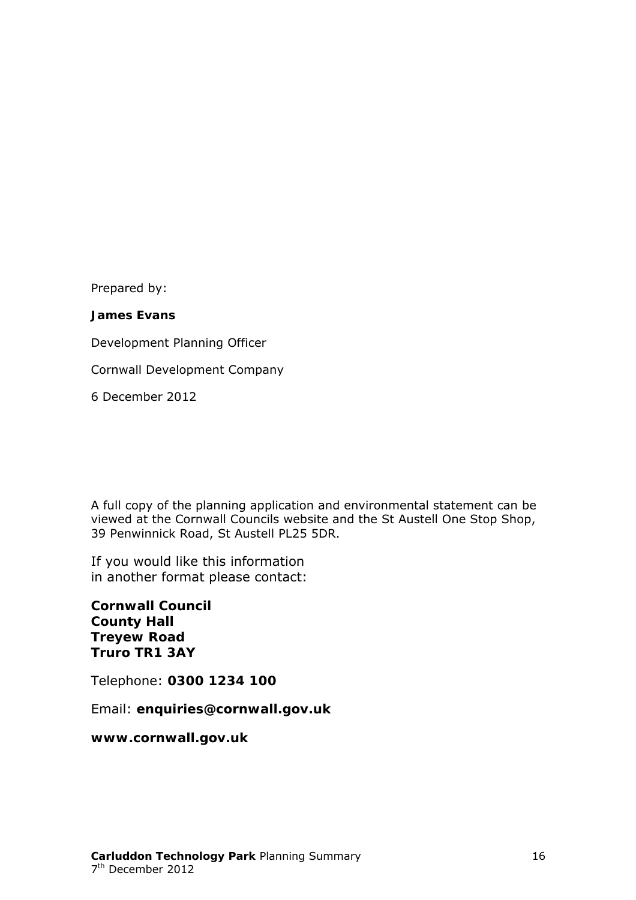Prepared by:

**James Evans**

Development Planning Officer

Cornwall Development Company

6 December 2012

A full copy of the planning application and environmental statement can be viewed at the Cornwall Councils website and the St Austell One Stop Shop, 39 Penwinnick Road, St Austell PL25 5DR.

If you would like this information in another format please contact:

**Cornwall Council**
**County Hall**
**Treyew Road**
**Truro TR1 3AY**

Telephone: **0300 1234 100**

Email: **enquiries@cornwall.gov.uk**

**www.cornwall.gov.uk**